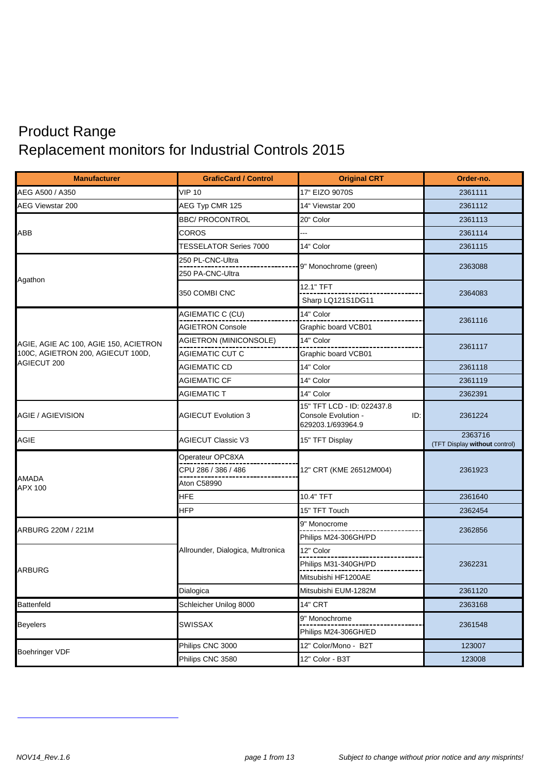# Product Range
# Replacement monitors for Industrial Controls 2015

| Manufacturer | GraficCard / Control | Original CRT | Order-no. |
|---|---|---|---|
| AEG A500 / A350 | VIP 10 | 17" EIZO 9070S | 2361111 |
| AEG Viewstar 200 | AEG Typ CMR 125 | 14" Viewstar 200 | 2361112 |
| ABB | BBC/ PROCONTROL | 20" Color | 2361113 |
| | COROS | --- | 2361114 |
| | TESSELATOR Series 7000 | 14" Color | 2361115 |
| Agathon | 250 PL-CNC-Ultra<br>250 PA-CNC-Ultra | 9" Monochrome (green) | 2363088 |
| | 350 COMBI CNC | 12.1" TFT<br>Sharp LQ121S1DG11 | 2364083 |
| AGIE, AGIE AC 100, AGIE 150, ACIETRON 100C, AGIETRON 200, AGIECUT 100D, AGIECUT 200 | AGIEMATIC C (CU)<br>AGIETRON Console | 14" Color<br>Graphic board VCB01 | 2361116 |
| | AGIETRON (MINICONSOLE)<br>AGIEMATIC CUT C | 14" Color<br>Graphic board VCB01 | 2361117 |
| | AGIEMATIC CD | 14" Color | 2361118 |
| | AGIEMATIC CF | 14" Color | 2361119 |
| | AGIEMATIC T | 14" Color | 2362391 |
| AGIE / AGIEVISION | AGIECUT Evolution 3 | 15" TFT LCD - ID: 022437.8 Console Evolution - ID: 629203.1/693964.9 | 2361224 |
| AGIE | AGIECUT Classic V3 | 15" TFT Display | 2363716<br>(TFT Display **without** control) |
| AMADA<br>APX 100 | Operateur OPC8XA<br>CPU 286 / 386 / 486<br>Aton C58990 | 12" CRT (KME 26512M004) | 2361923 |
| | HFE | 10.4" TFT | 2361640 |
| | HFP | 15" TFT Touch | 2362454 |
| ARBURG 220M / 221M | Allrounder, Dialogica, Multronica | 9" Monocrome<br>Philips M24-306GH/PD | 2362856 |
| ARBURG | Allrounder, Dialogica, Multronica | 12" Color<br>Philips M31-340GH/PD<br>Mitsubishi HF1200AE | 2362231 |
| | Dialogica | Mitsubishi EUM-1282M | 2361120 |
| Battenfeld | Schleicher Unilog 8000 | 14" CRT | 2363168 |
| Beyelers | SWISSAX | 9" Monochrome<br>Philips M24-306GH/ED | 2361548 |
| Boehringer VDF | Philips CNC 3000 | 12" Color/Mono - B2T | 123007 |
| | Philips CNC 3580 | 12" Color - B3T | 123008 |

*NOV14_Rev.1.6* *Subject to change without prior notice and any misprints!*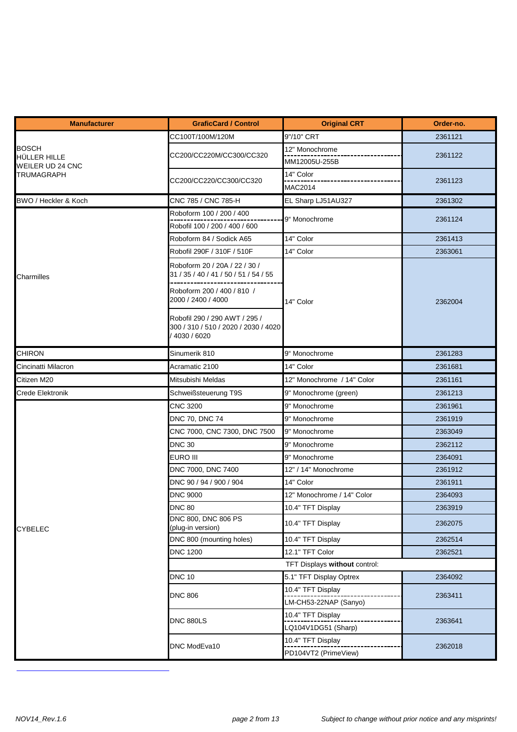| Manufacturer | GraficCard / Control | Original CRT | Order-no. |
|---|---|---|---|
| BOSCH HÜLLER HILLE WEILER UD 24 CNC TRUMAGRAPH | CC100T/100M/120M | 9"/10" CRT | 2361121 |
| | CC200/CC220M/CC300/CC320 | 12" Monochrome / MM12005U-255B | 2361122 |
| | CC200/CC220/CC300/CC320 | 14" Color / MAC2014 | 2361123 |
| BWO / Heckler & Koch | CNC 785 / CNC 785-H | EL Sharp LJ51AU327 | 2361302 |
| Charmilles | Roboform 100 / 200 / 400 / Robofil 100 / 200 / 400 / 600 | 9" Monochrome | 2361124 |
| | Roboform 84 / Sodick A65 | 14" Color | 2361413 |
| | Robofil 290F / 310F / 510F | 14" Color | 2363061 |
| | Roboform 20 / 20A / 22 / 30 / 31 / 35 / 40 / 41 / 50 / 51 / 54 / 55 / Roboform 200 / 400 / 810 / 2000 / 2400 / 4000 / Robofil 290 / 290 AWT / 295 / 300 / 310 / 510 / 2020 / 2030 / 4020 / 4030 / 6020 | 14" Color | 2362004 |
| CHIRON | Sinumerik 810 | 9" Monochrome | 2361283 |
| Cincinatti Milacron | Acramatic 2100 | 14" Color | 2361681 |
| Citizen M20 | Mitsubishi Meldas | 12" Monochrome / 14" Color | 2361161 |
| Crede Elektronik | Schweißsteuerung T9S | 9" Monochrome (green) | 2361213 |
| CYBELEC | CNC 3200 | 9" Monochrome | 2361961 |
| | DNC 70, DNC 74 | 9" Monochrome | 2361919 |
| | CNC 7000, CNC 7300, DNC 7500 | 9" Monochrome | 2363049 |
| | DNC 30 | 9" Monochrome | 2362112 |
| | EURO III | 9" Monochrome | 2364091 |
| | DNC 7000, DNC 7400 | 12" / 14" Monochrome | 2361912 |
| | DNC 90 / 94 / 900 / 904 | 14" Color | 2361911 |
| | DNC 9000 | 12" Monochrome / 14" Color | 2364093 |
| | DNC 80 | 10.4" TFT Display | 2363919 |
| | DNC 800, DNC 806 PS (plug-in version) | 10.4" TFT Display | 2362075 |
| | DNC 800 (mounting holes) | 10.4" TFT Display | 2362514 |
| | DNC 1200 | 12.1" TFT Color | 2362521 |
| | TFT Displays **without** control: | | |
| | DNC 10 | 5.1" TFT Display Optrex | 2364092 |
| | DNC 806 | 10.4" TFT Display / LM-CH53-22NAP (Sanyo) | 2363411 |
| | DNC 880LS | 10.4" TFT Display / LQ104V1DG51 (Sharp) | 2363641 |
| | DNC ModEva10 | 10.4" TFT Display / PD104VT2 (PrimeView) | 2362018 |

*NOV14_Rev.1.6* *Subject to change without prior notice and any misprints!*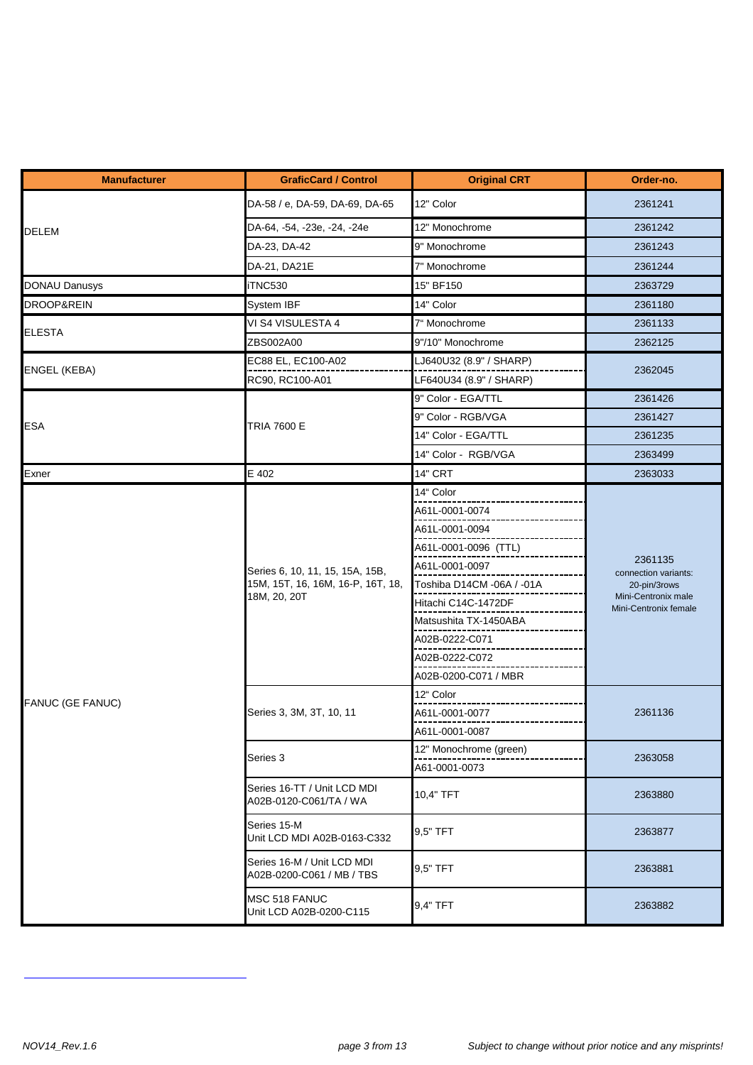| Manufacturer | GraficCard / Control | Original CRT | Order-no. |
|---|---|---|---|
| DELEM | DA-58 / e, DA-59, DA-69, DA-65 | 12" Color | 2361241 |
| | DA-64, -54, -23e, -24, -24e | 12" Monochrome | 2361242 |
| | DA-23, DA-42 | 9" Monochrome | 2361243 |
| | DA-21, DA21E | 7" Monochrome | 2361244 |
| DONAU Danusys | iTNC530 | 15" BF150 | 2363729 |
| DROOP&REIN | System IBF | 14" Color | 2361180 |
| ELESTA | VI S4 VISULESTA 4 | 7" Monochrome | 2361133 |
| | ZBS002A00 | 9"/10" Monochrome | 2362125 |
| ENGEL (KEBA) | EC88 EL, EC100-A02 | LJ640U32 (8.9" / SHARP) | 2362045 |
| | RC90, RC100-A01 | LF640U34 (8.9" / SHARP) | |
| ESA | TRIA 7600 E | 9" Color - EGA/TTL | 2361426 |
| | | 9" Color - RGB/VGA | 2361427 |
| | | 14" Color - EGA/TTL | 2361235 |
| | | 14" Color - RGB/VGA | 2363499 |
| Exner | E 402 | 14" CRT | 2363033 |
| FANUC (GE FANUC) | Series 6, 10, 11, 15, 15A, 15B, 15M, 15T, 16, 16M, 16-P, 16T, 18, 18M, 20, 20T | 14" Color | 2361135 connection variants: 20-pin/3rows Mini-Centronix male Mini-Centronix female |
| | | A61L-0001-0074 | |
| | | A61L-0001-0094 | |
| | | A61L-0001-0096 (TTL) | |
| | | A61L-0001-0097 | |
| | | Toshiba D14CM -06A / -01A | |
| | | Hitachi C14C-1472DF | |
| | | Matsushita TX-1450ABA | |
| | | A02B-0222-C071 | |
| | | A02B-0222-C072 | |
| | | A02B-0200-C071 / MBR | |
| | Series 3, 3M, 3T, 10, 11 | 12" Color | 2361136 |
| | | A61L-0001-0077 | |
| | | A61L-0001-0087 | |
| | Series 3 | 12" Monochrome (green) | 2363058 |
| | | A61-0001-0073 | |
| | Series 16-TT / Unit LCD MDI A02B-0120-C061/TA / WA | 10,4" TFT | 2363880 |
| | Series 15-M Unit LCD MDI A02B-0163-C332 | 9,5" TFT | 2363877 |
| | Series 16-M / Unit LCD MDI A02B-0200-C061 / MB / TBS | 9,5" TFT | 2363881 |
| | MSC 518 FANUC Unit LCD A02B-0200-C115 | 9,4" TFT | 2363882 |

NOV14_Rev.1.6

*Subject to change without prior notice and any misprints!*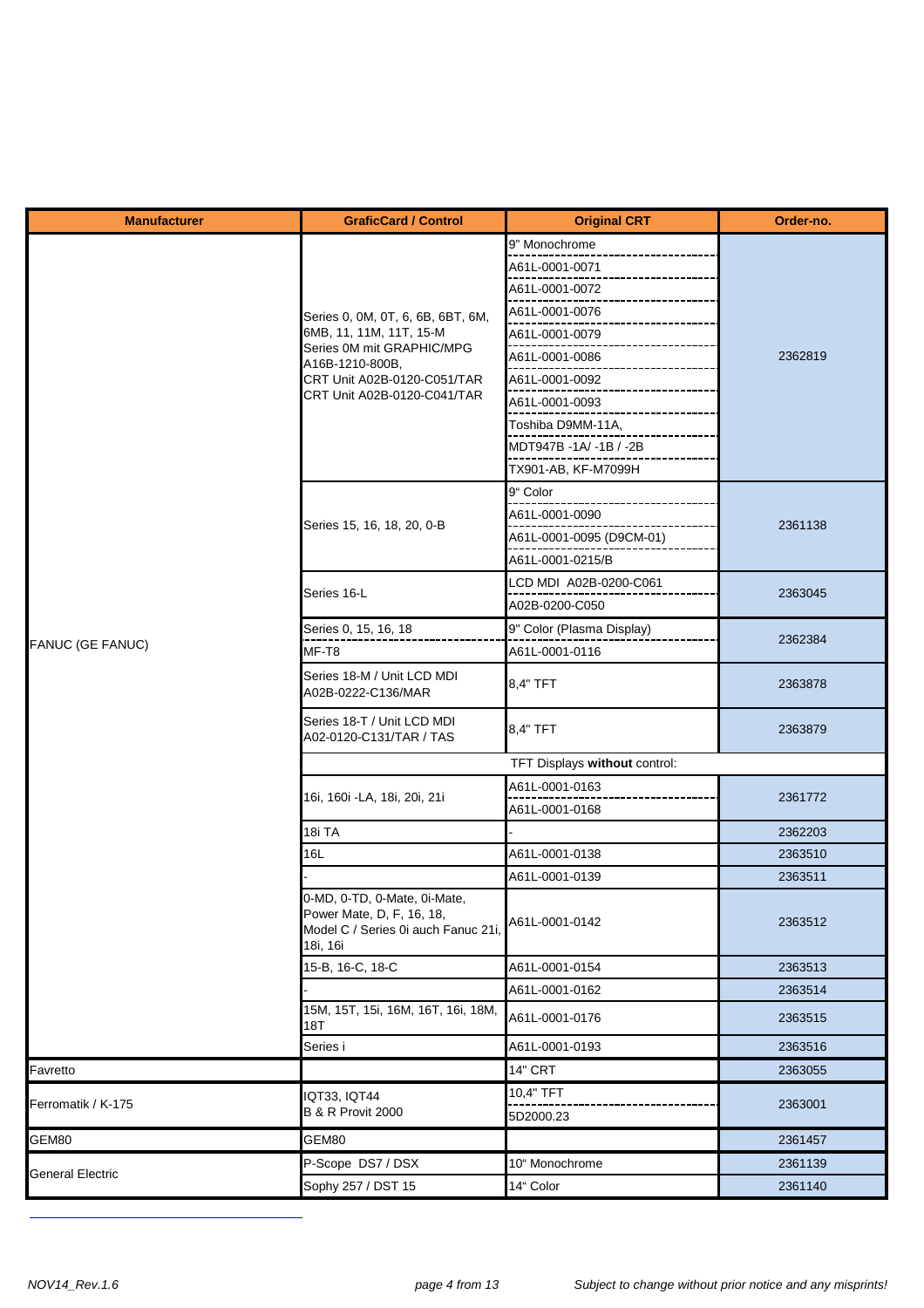| Manufacturer | GraficCard / Control | Original CRT | Order-no. |
| --- | --- | --- | --- |
| FANUC (GE FANUC) | Series 0, 0M, 0T, 6, 6B, 6BT, 6M, 6MB, 11, 11M, 11T, 15-M<br>Series 0M mit GRAPHIC/MPG A16B-1210-800B,<br>CRT Unit A02B-0120-C051/TAR<br>CRT Unit A02B-0120-C041/TAR | 9" Monochrome<br>A61L-0001-0071<br>A61L-0001-0072<br>A61L-0001-0076<br>A61L-0001-0079<br>A61L-0001-0086<br>A61L-0001-0092<br>A61L-0001-0093<br>Toshiba D9MM-11A,<br>MDT947B -1A/ -1B / -2B<br>TX901-AB, KF-M7099H | 2362819 |
| | Series 15, 16, 18, 20, 0-B | 9" Color<br>A61L-0001-0090<br>A61L-0001-0095 (D9CM-01)<br>A61L-0001-0215/B | 2361138 |
| | Series 16-L | LCD MDI A02B-0200-C061<br>A02B-0200-C050 | 2363045 |
| | Series 0, 15, 16, 18<br>MF-T8 | 9" Color (Plasma Display)<br>A61L-0001-0116 | 2362384 |
| | Series 18-M / Unit LCD MDI A02B-0222-C136/MAR | 8,4" TFT | 2363878 |
| | Series 18-T / Unit LCD MDI A02-0120-C131/TAR / TAS | 8,4" TFT | 2363879 |
| | TFT Displays **without** control: | | |
| | 16i, 160i -LA, 18i, 20i, 21i | A61L-0001-0163<br>A61L-0001-0168 | 2361772 |
| | 18i TA | - | 2362203 |
| | 16L | A61L-0001-0138 | 2363510 |
| | - | A61L-0001-0139 | 2363511 |
| | 0-MD, 0-TD, 0-Mate, 0i-Mate, Power Mate, D, F, 16, 18, Model C / Series 0i auch Fanuc 21i, 18i, 16i | A61L-0001-0142 | 2363512 |
| | 15-B, 16-C, 18-C | A61L-0001-0154 | 2363513 |
| | - | A61L-0001-0162 | 2363514 |
| | 15M, 15T, 15i, 16M, 16T, 16i, 18M, 18T | A61L-0001-0176 | 2363515 |
| | Series i | A61L-0001-0193 | 2363516 |
| Favretto | | 14" CRT | 2363055 |
| Ferromatik / K-175 | IQT33, IQT44<br>B & R Provit 2000 | 10,4" TFT<br>5D2000.23 | 2363001 |
| GEM80 | GEM80 | | 2361457 |
| General Electric | P-Scope DS7 / DSX | 10" Monochrome | 2361139 |
| | Sophy 257 / DST 15 | 14" Color | 2361140 |

NOV14_Rev.1.6

*Subject to change without prior notice and any misprints!*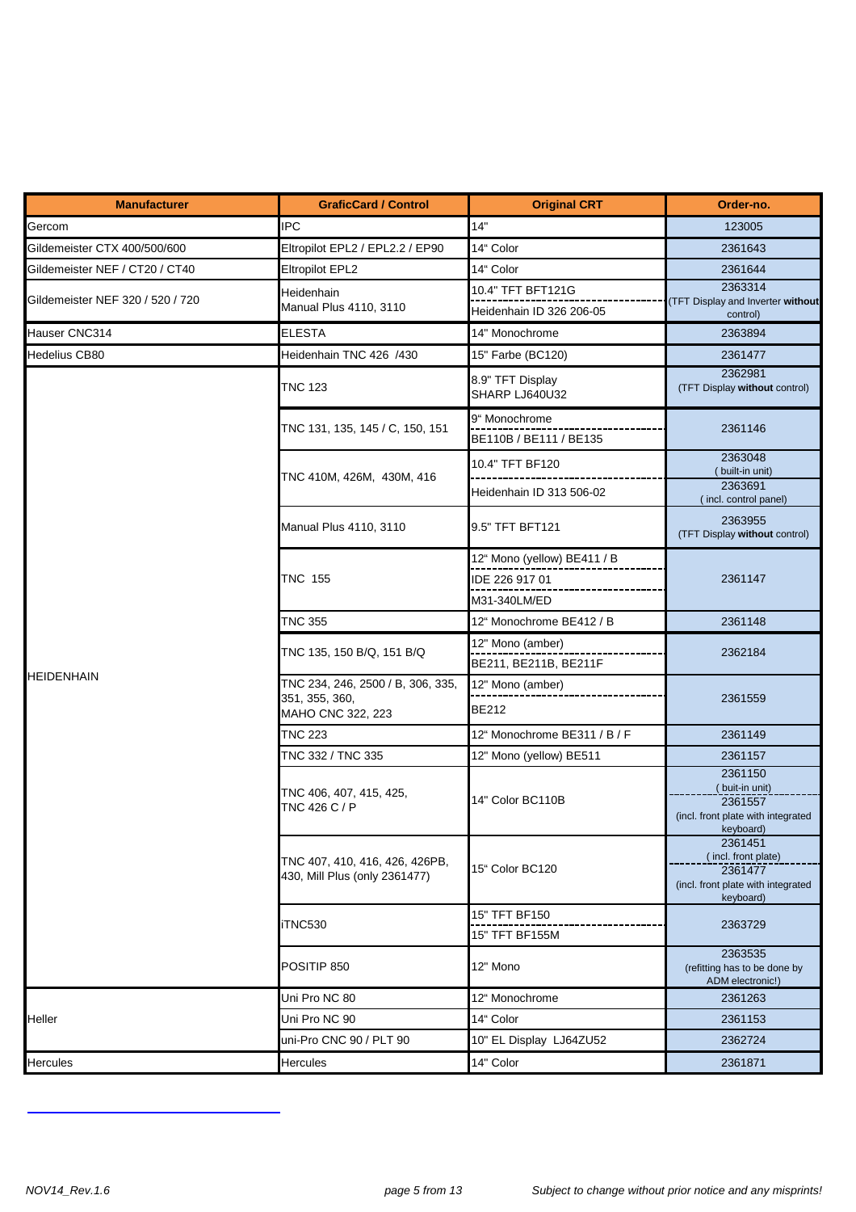| Manufacturer | GraficCard / Control | Original CRT | Order-no. |
|---|---|---|---|
| Gercom | IPC | 14" | 123005 |
| Gildemeister CTX 400/500/600 | Eltropilot EPL2 / EPL2.2 / EP90 | 14" Color | 2361643 |
| Gildemeister NEF / CT20 / CT40 | Eltropilot EPL2 | 14" Color | 2361644 |
| Gildemeister NEF 320 / 520 / 720 | Heidenhain Manual Plus 4110, 3110 | 10.4" TFT BFT121G<br>Heidenhain ID 326 206-05 | 2363314<br>(TFT Display and Inverter **without** control) |
| Hauser CNC314 | ELESTA | 14" Monochrome | 2363894 |
| Hedelius CB80 | Heidenhain TNC 426 /430 | 15" Farbe (BC120) | 2361477 |
| HEIDENHAIN | TNC 123 | 8.9" TFT Display<br>SHARP LJ640U32 | 2362981<br>(TFT Display **without** control) |
| | TNC 131, 135, 145 / C, 150, 151 | 9" Monochrome<br>BE110B / BE111 / BE135 | 2361146 |
| | TNC 410M, 426M, 430M, 416 | 10.4" TFT BF120<br>Heidenhain ID 313 506-02 | 2363048<br>( built-in unit)<br>2363691<br>( incl. control panel) |
| | Manual Plus 4110, 3110 | 9.5" TFT BFT121 | 2363955<br>(TFT Display **without** control) |
| | TNC 155 | 12" Mono (yellow) BE411 / B<br>IDE 226 917 01<br>M31-340LM/ED | 2361147 |
| | TNC 355 | 12" Monochrome BE412 / B | 2361148 |
| | TNC 135, 150 B/Q, 151 B/Q | 12" Mono (amber)<br>BE211, BE211B, BE211F | 2362184 |
| | TNC 234, 246, 2500 / B, 306, 335, 351, 355, 360, MAHO CNC 322, 223 | 12" Mono (amber)<br>BE212 | 2361559 |
| | TNC 223 | 12" Monochrome BE311 / B / F | 2361149 |
| | TNC 332 / TNC 335 | 12" Mono (yellow) BE511 | 2361157 |
| | TNC 406, 407, 415, 425, TNC 426 C / P | 14" Color BC110B | 2361150<br>( buit-in unit)<br>2361557<br>(incl. front plate with integrated keyboard) |
| | TNC 407, 410, 416, 426, 426PB, 430, Mill Plus (only 2361477) | 15" Color BC120 | 2361451<br>( incl. front plate)<br>2361477<br>(incl. front plate with integrated keyboard) |
| | iTNC530 | 15" TFT BF150<br>15" TFT BF155M | 2363729 |
| | POSITIP 850 | 12" Mono | 2363535<br>(refitting has to be done by ADM electronic!) |
| Heller | Uni Pro NC 80 | 12" Monochrome | 2361263 |
| | Uni Pro NC 90 | 14" Color | 2361153 |
| | uni-Pro CNC 90 / PLT 90 | 10" EL Display LJ64ZU52 | 2362724 |
| Hercules | Hercules | 14" Color | 2361871 |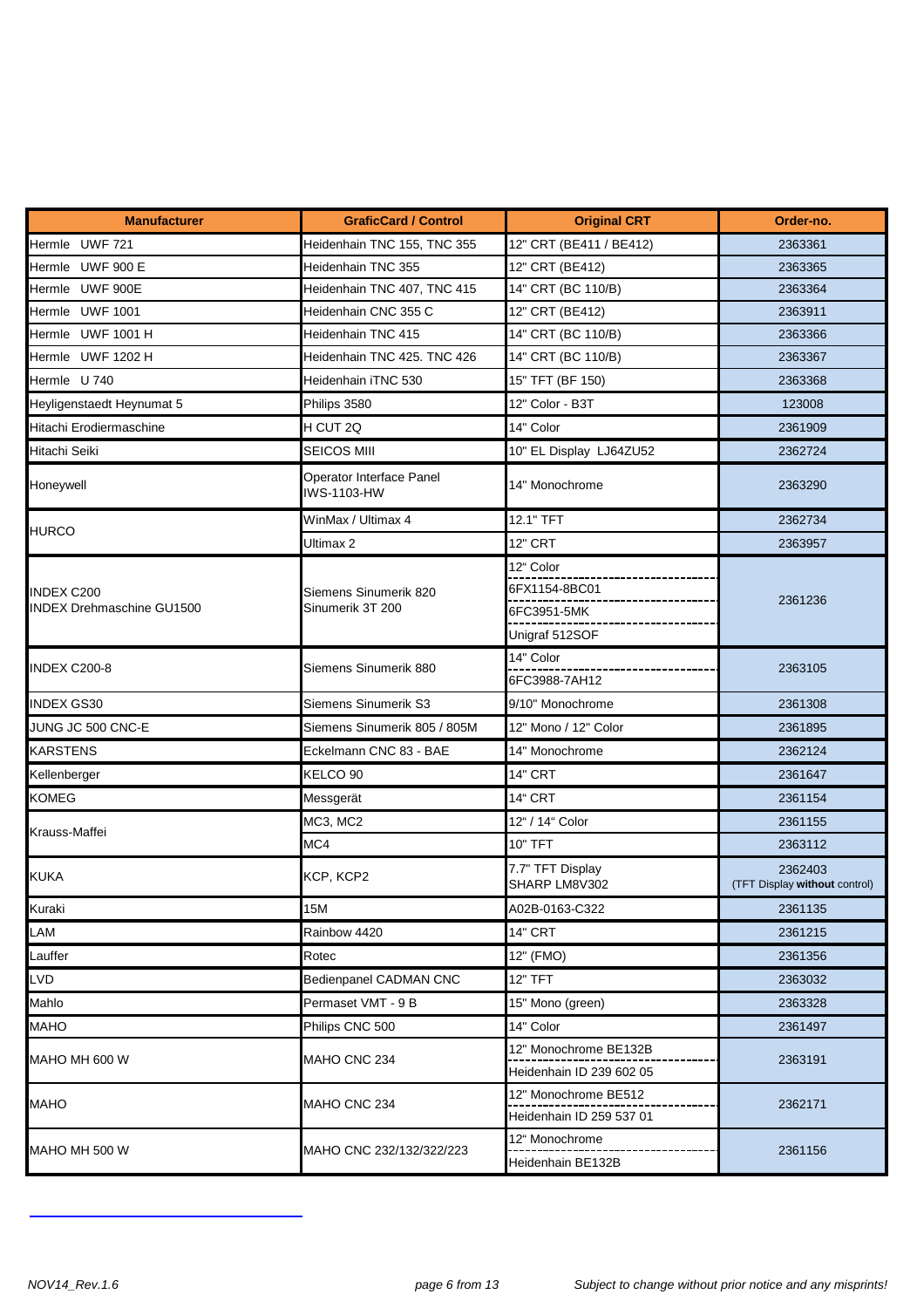| Manufacturer | GraficCard / Control | Original CRT | Order-no. |
|---|---|---|---|
| Hermle UWF 721 | Heidenhain TNC 155, TNC 355 | 12" CRT (BE411 / BE412) | 2363361 |
| Hermle UWF 900 E | Heidenhain TNC 355 | 12" CRT (BE412) | 2363365 |
| Hermle UWF 900E | Heidenhain TNC 407, TNC 415 | 14" CRT (BC 110/B) | 2363364 |
| Hermle UWF 1001 | Heidenhain CNC 355 C | 12" CRT (BE412) | 2363911 |
| Hermle UWF 1001 H | Heidenhain TNC 415 | 14" CRT (BC 110/B) | 2363366 |
| Hermle UWF 1202 H | Heidenhain TNC 425. TNC 426 | 14" CRT (BC 110/B) | 2363367 |
| Hermle U 740 | Heidenhain iTNC 530 | 15" TFT (BF 150) | 2363368 |
| Heyligenstaedt Heynumat 5 | Philips 3580 | 12" Color - B3T | 123008 |
| Hitachi Erodiermaschine | H CUT 2Q | 14" Color | 2361909 |
| Hitachi Seiki | SEICOS MIII | 10" EL Display LJ64ZU52 | 2362724 |
| Honeywell | Operator Interface Panel IWS-1103-HW | 14" Monochrome | 2363290 |
| HURCO | WinMax / Ultimax 4 | 12.1" TFT | 2362734 |
| | Ultimax 2 | 12" CRT | 2363957 |
| INDEX C200<br>INDEX Drehmaschine GU1500 | Siemens Sinumerik 820<br>Sinumerik 3T 200 | 12" Color<br>6FX1154-8BC01<br>6FC3951-5MK<br>Unigraf 512SOF | 2361236 |
| INDEX C200-8 | Siemens Sinumerik 880 | 14" Color<br>6FC3988-7AH12 | 2363105 |
| INDEX GS30 | Siemens Sinumerik S3 | 9/10" Monochrome | 2361308 |
| JUNG JC 500 CNC-E | Siemens Sinumerik 805 / 805M | 12" Mono / 12" Color | 2361895 |
| KARSTENS | Eckelmann CNC 83 - BAE | 14" Monochrome | 2362124 |
| Kellenberger | KELCO 90 | 14" CRT | 2361647 |
| KOMEG | Messgerät | 14" CRT | 2361154 |
| Krauss-Maffei | MC3, MC2 | 12" / 14" Color | 2361155 |
| | MC4 | 10" TFT | 2363112 |
| KUKA | KCP, KCP2 | 7.7" TFT Display<br>SHARP LM8V302 | 2362403<br>(TFT Display **without** control) |
| Kuraki | 15M | A02B-0163-C322 | 2361135 |
| LAM | Rainbow 4420 | 14" CRT | 2361215 |
| Lauffer | Rotec | 12" (FMO) | 2361356 |
| LVD | Bedienpanel CADMAN CNC | 12" TFT | 2363032 |
| Mahlo | Permaset VMT - 9 B | 15" Mono (green) | 2363328 |
| MAHO | Philips CNC 500 | 14" Color | 2361497 |
| MAHO MH 600 W | MAHO CNC 234 | 12" Monochrome BE132B<br>Heidenhain ID 239 602 05 | 2363191 |
| MAHO | MAHO CNC 234 | 12" Monochrome BE512<br>Heidenhain ID 259 537 01 | 2362171 |
| MAHO MH 500 W | MAHO CNC 232/132/322/223 | 12" Monochrome<br>Heidenhain BE132B | 2361156 |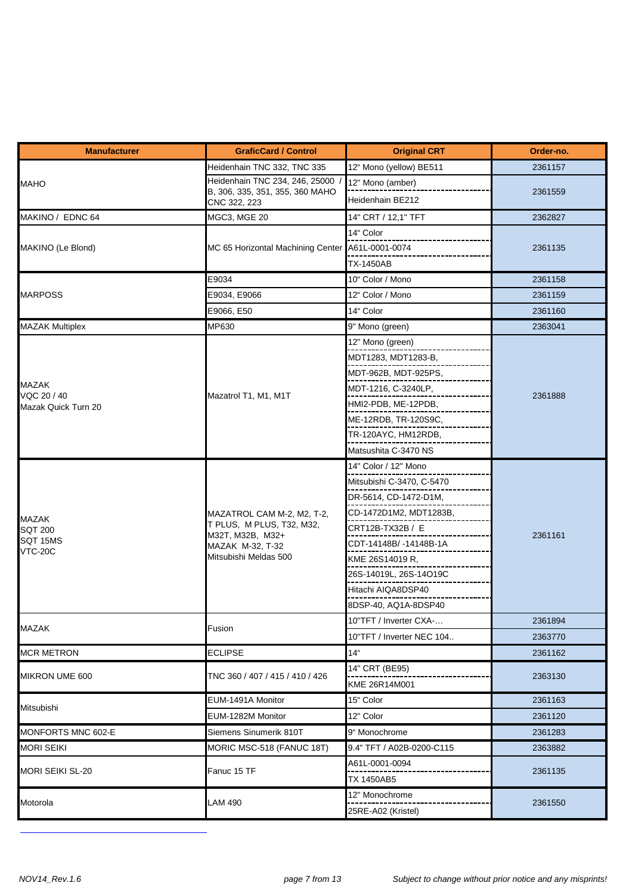| Manufacturer | GraficCard / Control | Original CRT | Order-no. |
|---|---|---|---|
| MAHO | Heidenhain TNC 332, TNC 335 | 12" Mono (yellow) BE511 | 2361157 |
| | Heidenhain TNC 234, 246, 25000 / B, 306, 335, 351, 355, 360 MAHO CNC 322, 223 | 12" Mono (amber)<br>Heidenhain BE212 | 2361559 |
| MAKINO / EDNC 64 | MGC3, MGE 20 | 14" CRT / 12,1" TFT | 2362827 |
| MAKINO (Le Blond) | MC 65 Horizontal Machining Center | 14" Color<br>A61L-0001-0074<br>TX-1450AB | 2361135 |
| MARPOSS | E9034 | 10" Color / Mono | 2361158 |
| | E9034, E9066 | 12" Color / Mono | 2361159 |
| | E9066, E50 | 14" Color | 2361160 |
| MAZAK Multiplex | MP630 | 9" Mono (green) | 2363041 |
| MAZAK<br>VQC 20 / 40<br>Mazak Quick Turn 20 | Mazatrol T1, M1, M1T | 12" Mono (green)<br>MDT1283, MDT1283-B,<br>MDT-962B, MDT-925PS,<br>MDT-1216, C-3240LP,<br>HMI2-PDB, ME-12PDB,<br>ME-12RDB, TR-120S9C,<br>TR-120AYC, HM12RDB,<br>Matsushita C-3470 NS | 2361888 |
| MAZAK<br>SQT 200<br>SQT 15MS<br>VTC-20C | MAZATROL CAM M-2, M2, T-2, T PLUS, M PLUS, T32, M32, M32T, M32B, M32+<br>MAZAK M-32, T-32<br>Mitsubishi Meldas 500 | 14" Color / 12" Mono<br>Mitsubishi C-3470, C-5470<br>DR-5614, CD-1472-D1M,<br>CD-1472D1M2, MDT1283B,<br>CRT12B-TX32B / E<br>CDT-14148B/ -14148B-1A<br>KME 26S14019 R,<br>26S-14019L, 26S-14O19C<br>Hitachi AIQA8DSP40<br>8DSP-40, AQ1A-8DSP40 | 2361161 |
| MAZAK | Fusion | 10"TFT / Inverter CXA-… | 2361894 |
| | | 10"TFT / Inverter NEC 104.. | 2363770 |
| MCR METRON | ECLIPSE | 14" | 2361162 |
| MIKRON UME 600 | TNC 360 / 407 / 415 / 410 / 426 | 14" CRT (BE95)<br>KME 26R14M001 | 2363130 |
| Mitsubishi | EUM-1491A Monitor | 15" Color | 2361163 |
| | EUM-1282M Monitor | 12" Color | 2361120 |
| MONFORTS MNC 602-E | Siemens Sinumerik 810T | 9" Monochrome | 2361283 |
| MORI SEIKI | MORIC MSC-518 (FANUC 18T) | 9.4" TFT / A02B-0200-C115 | 2363882 |
| MORI SEIKI SL-20 | Fanuc 15 TF | A61L-0001-0094<br>TX 1450AB5 | 2361135 |
| Motorola | LAM 490 | 12" Monochrome<br>25RE-A02 (Kristel) | 2361550 |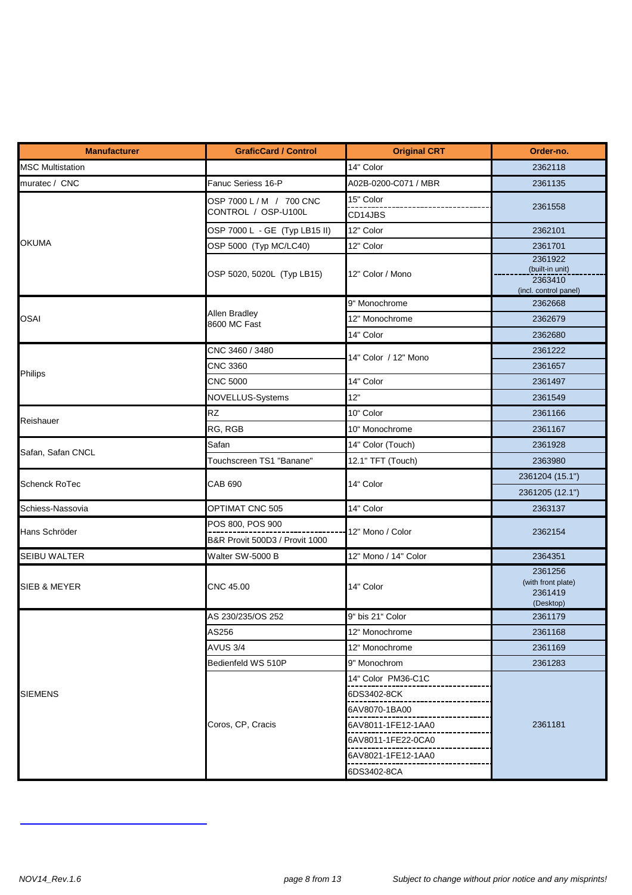| Manufacturer | GraficCard / Control | Original CRT | Order-no. |
|---|---|---|---|
| MSC Multistation | | 14" Color | 2362118 |
| muratec / CNC | Fanuc Seriess 16-P | A02B-0200-C071 / MBR | 2361135 |
| OKUMA | OSP 7000 L / M / 700 CNC CONTROL / OSP-U100L | 15" Color | 2361558 |
| | | CD14JBS | |
| | OSP 7000 L - GE (Typ LB15 II) | 12" Color | 2362101 |
| | OSP 5000 (Typ MC/LC40) | 12" Color | 2361701 |
| | OSP 5020, 5020L (Typ LB15) | 12" Color / Mono | 2361922 (built-in unit) |
| | | | 2363410 (incl. control panel) |
| OSAI | Allen Bradley 8600 MC Fast | 9" Monochrome | 2362668 |
| | | 12" Monochrome | 2362679 |
| | | 14" Color | 2362680 |
| Philips | CNC 3460 / 3480 | 14" Color / 12" Mono | 2361222 |
| | CNC 3360 | | 2361657 |
| | CNC 5000 | 14" Color | 2361497 |
| | NOVELLUS-Systems | 12" | 2361549 |
| Reishauer | RZ | 10" Color | 2361166 |
| | RG, RGB | 10" Monochrome | 2361167 |
| Safan, Safan CNCL | Safan | 14" Color (Touch) | 2361928 |
| | Touchscreen TS1 "Banane" | 12.1" TFT (Touch) | 2363980 |
| Schenck RoTec | CAB 690 | 14" Color | 2361204 (15.1") |
| | | | 2361205 (12.1") |
| Schiess-Nassovia | OPTIMAT CNC 505 | 14" Color | 2363137 |
| Hans Schröder | POS 800, POS 900 | 12" Mono / Color | 2362154 |
| | B&R Provit 500D3 / Provit 1000 | | |
| SEIBU WALTER | Walter SW-5000 B | 12" Mono / 14" Color | 2364351 |
| SIEB & MEYER | CNC 45.00 | 14" Color | 2361256 (with front plate) 2361419 (Desktop) |
| SIEMENS | AS 230/235/OS 252 | 9" bis 21" Color | 2361179 |
| | AS256 | 12" Monochrome | 2361168 |
| | AVUS 3/4 | 12" Monochrome | 2361169 |
| | Bedienfeld WS 510P | 9" Monochrom | 2361283 |
| | Coros, CP, Cracis | 14" Color PM36-C1C | 2361181 |
| | | 6DS3402-8CK | |
| | | 6AV8070-1BA00 | |
| | | 6AV8011-1FE12-1AA0 | |
| | | 6AV8011-1FE22-0CA0 | |
| | | 6AV8021-1FE12-1AA0 | |
| | | 6DS3402-8CA | |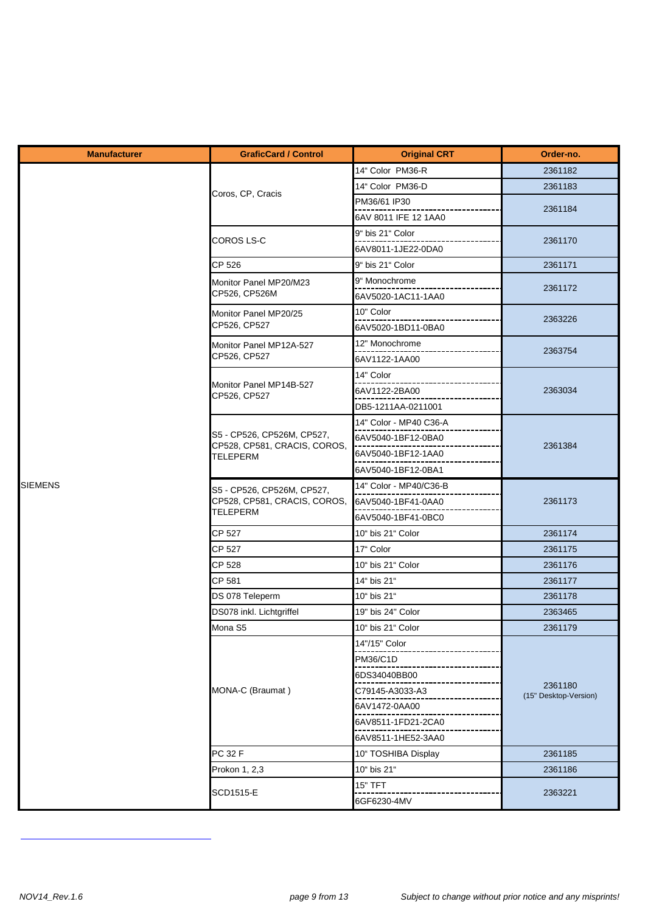| Manufacturer | GraficCard / Control | Original CRT | Order-no. |
|---|---|---|---|
| SIEMENS | Coros, CP, Cracis | 14" Color PM36-R | 2361182 |
| | | 14" Color PM36-D | 2361183 |
| | | PM36/61 IP30 | 2361184 |
| | | 6AV 8011 IFE 12 1AA0 | |
| | COROS LS-C | 9" bis 21" Color | 2361170 |
| | | 6AV8011-1JE22-0DA0 | |
| | CP 526 | 9" bis 21" Color | 2361171 |
| | Monitor Panel MP20/M23 CP526, CP526M | 9" Monochrome | 2361172 |
| | | 6AV5020-1AC11-1AA0 | |
| | Monitor Panel MP20/25 CP526, CP527 | 10" Color | 2363226 |
| | | 6AV5020-1BD11-0BA0 | |
| | Monitor Panel MP12A-527 CP526, CP527 | 12" Monochrome | 2363754 |
| | | 6AV1122-1AA00 | |
| | Monitor Panel MP14B-527 CP526, CP527 | 14" Color | 2363034 |
| | | 6AV1122-2BA00 | |
| | | DB5-1211AA-0211001 | |
| | S5 - CP526, CP526M, CP527, CP528, CP581, CRACIS, COROS, TELEPERM | 14" Color - MP40 C36-A | 2361384 |
| | | 6AV5040-1BF12-0BA0 | |
| | | 6AV5040-1BF12-1AA0 | |
| | | 6AV5040-1BF12-0BA1 | |
| | S5 - CP526, CP526M, CP527, CP528, CP581, CRACIS, COROS, TELEPERM | 14" Color - MP40/C36-B | 2361173 |
| | | 6AV5040-1BF41-0AA0 | |
| | | 6AV5040-1BF41-0BC0 | |
| | CP 527 | 10" bis 21" Color | 2361174 |
| | CP 527 | 17" Color | 2361175 |
| | CP 528 | 10" bis 21" Color | 2361176 |
| | CP 581 | 14" bis 21" | 2361177 |
| | DS 078 Teleperm | 10" bis 21" | 2361178 |
| | DS078 inkl. Lichtgriffel | 19" bis 24" Color | 2363465 |
| | Mona S5 | 10" bis 21" Color | 2361179 |
| | MONA-C (Braumat ) | 14"/15" Color | 2361180 (15" Desktop-Version) |
| | | PM36/C1D | |
| | | 6DS34040BB00 | |
| | | C79145-A3033-A3 | |
| | | 6AV1472-0AA00 | |
| | | 6AV8511-1FD21-2CA0 | |
| | | 6AV8511-1HE52-3AA0 | |
| | PC 32 F | 10" TOSHIBA Display | 2361185 |
| | Prokon 1, 2,3 | 10" bis 21" | 2361186 |
| | SCD1515-E | 15" TFT | 2363221 |
| | | 6GF6230-4MV | |

*NOV14_Rev.1.6* *Subject to change without prior notice and any misprints!*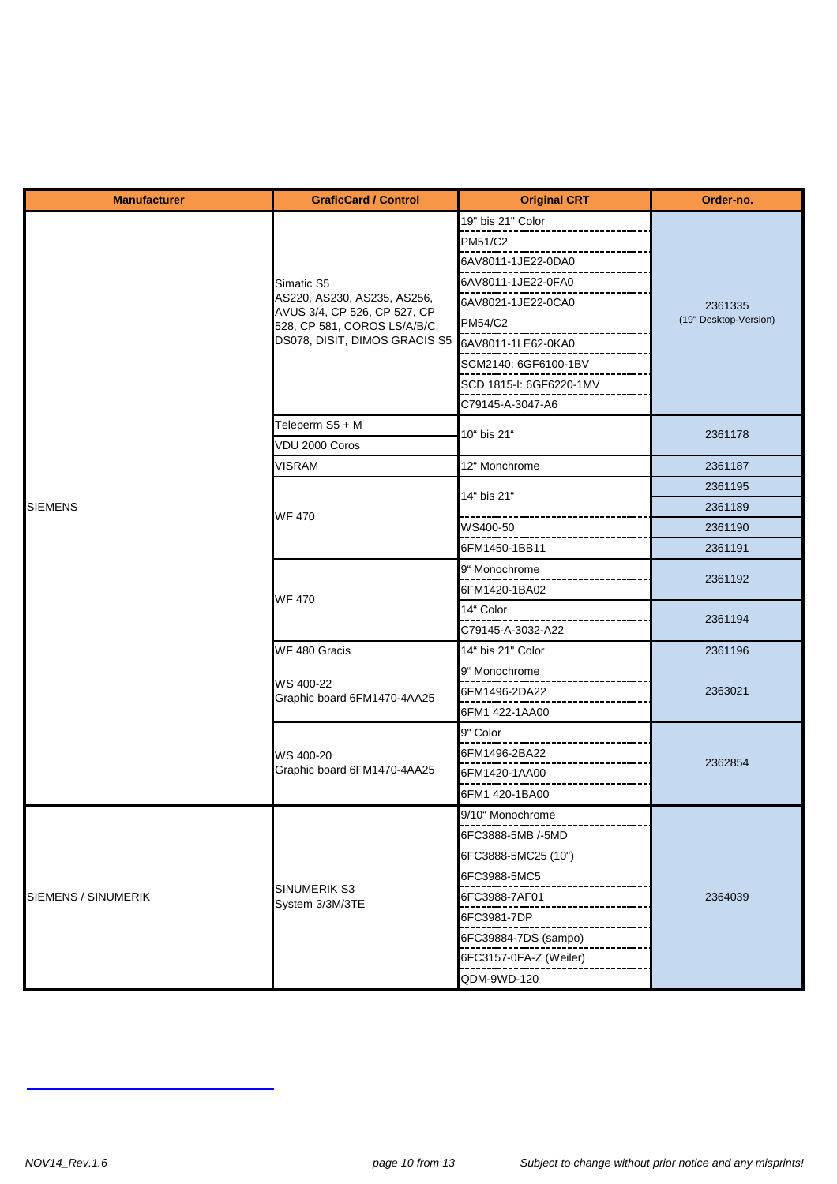| Manufacturer | GraficCard / Control | Original CRT | Order-no. |
|---|---|---|---|
| SIEMENS | Simatic S5 AS220, AS230, AS235, AS256, AVUS 3/4, CP 526, CP 527, CP 528, CP 581, COROS LS/A/B/C, DS078, DISIT, DIMOS GRACIS S5 | 19" bis 21" Color | 2361335 (19" Desktop-Version) |
| | | PM51/C2 | |
| | | 6AV8011-1JE22-0DA0 | |
| | | 6AV8011-1JE22-0FA0 | |
| | | 6AV8021-1JE22-0CA0 | |
| | | PM54/C2 | |
| | | 6AV8011-1LE62-0KA0 | |
| | | SCM2140: 6GF6100-1BV | |
| | | SCD 1815-I: 6GF6220-1MV | |
| | | C79145-A-3047-A6 | |
| | Teleperm S5 + M | 10" bis 21" | 2361178 |
| | VDU 2000 Coros | | |
| | VISRAM | 12" Monchrome | 2361187 |
| | WF 470 | 14" bis 21" | 2361195 |
| | | | 2361189 |
| | | WS400-50 | 2361190 |
| | | 6FM1450-1BB11 | 2361191 |
| | WF 470 | 9" Monochrome | 2361192 |
| | | 6FM1420-1BA02 | |
| | | 14" Color | 2361194 |
| | | C79145-A-3032-A22 | |
| | WF 480 Gracis | 14" bis 21" Color | 2361196 |
| | WS 400-22 Graphic board 6FM1470-4AA25 | 9" Monochrome | 2363021 |
| | | 6FM1496-2DA22 | |
| | | 6FM1 422-1AA00 | |
| | WS 400-20 Graphic board 6FM1470-4AA25 | 9" Color | 2362854 |
| | | 6FM1496-2BA22 | |
| | | 6FM1420-1AA00 | |
| | | 6FM1 420-1BA00 | |
| SIEMENS / SINUMERIK | SINUMERIK S3 System 3/3M/3TE | 9/10" Monochrome | 2364039 |
| | | 6FC3888-5MB /-5MD | |
| | | 6FC3888-5MC25 (10") | |
| | | 6FC3988-5MC5 | |
| | | 6FC3988-7AF01 | |
| | | 6FC3981-7DP | |
| | | 6FC39884-7DS (sampo) | |
| | | 6FC3157-0FA-Z (Weiler) | |
| | | QDM-9WD-120 | |

NOV14_Rev.1.6

*Subject to change without prior notice and any misprints!*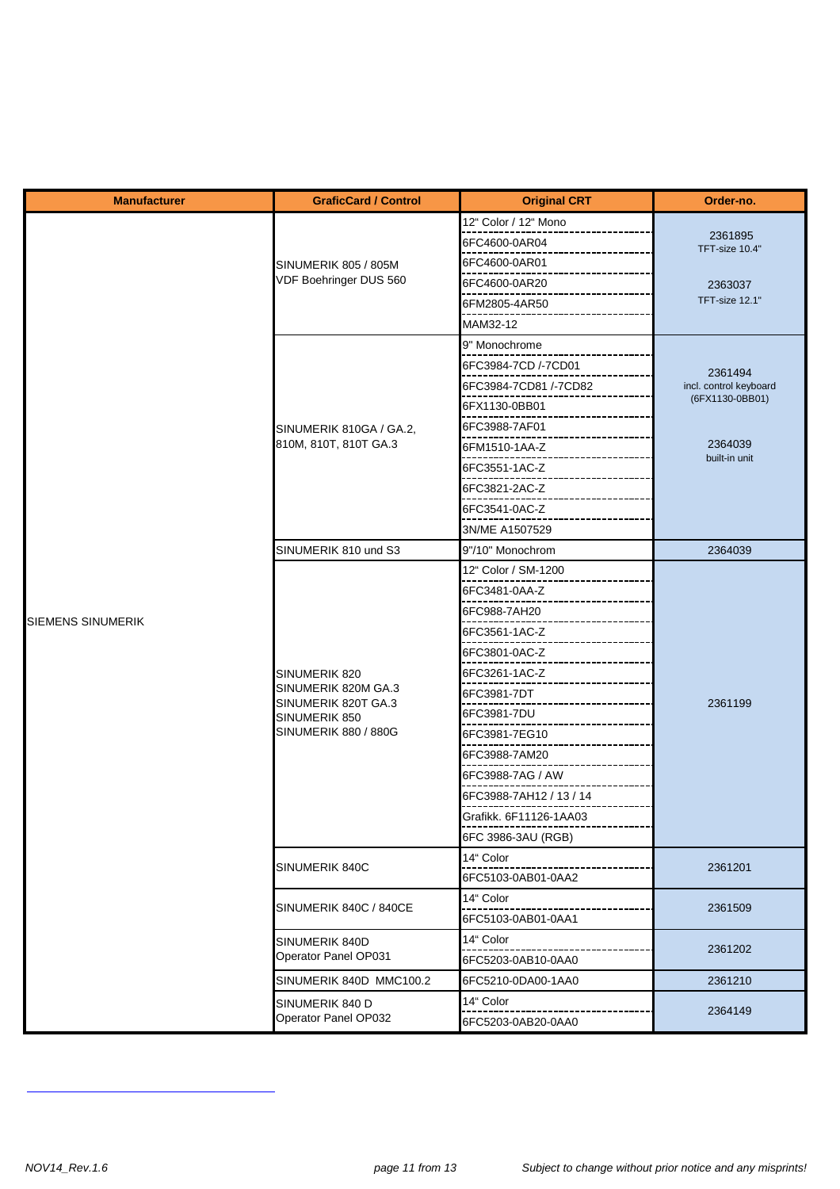| Manufacturer | GraficCard / Control | Original CRT | Order-no. |
|---|---|---|---|
| SIEMENS SINUMERIK | SINUMERIK 805 / 805M VDF Boehringer DUS 560 | 12" Color / 12" Mono | 2361895 TFT-size 10.4" 2363037 TFT-size 12.1" |
| | | 6FC4600-0AR04 | |
| | | 6FC4600-0AR01 | |
| | | 6FC4600-0AR20 | |
| | | 6FM2805-4AR50 | |
| | | MAM32-12 | |
| | SINUMERIK 810GA / GA.2, 810M, 810T, 810T GA.3 | 9" Monochrome | 2361494 incl. control keyboard (6FX1130-0BB01) 2364039 built-in unit |
| | | 6FC3984-7CD /-7CD01 | |
| | | 6FC3984-7CD81 /-7CD82 | |
| | | 6FX1130-0BB01 | |
| | | 6FC3988-7AF01 | |
| | | 6FM1510-1AA-Z | |
| | | 6FC3551-1AC-Z | |
| | | 6FC3821-2AC-Z | |
| | | 6FC3541-0AC-Z | |
| | | 3N/ME A1507529 | |
| | SINUMERIK 810 und S3 | 9"/10" Monochrom | 2364039 |
| | SINUMERIK 820 SINUMERIK 820M GA.3 SINUMERIK 820T GA.3 SINUMERIK 850 SINUMERIK 880 / 880G | 12" Color / SM-1200 | 2361199 |
| | | 6FC3481-0AA-Z | |
| | | 6FC988-7AH20 | |
| | | 6FC3561-1AC-Z | |
| | | 6FC3801-0AC-Z | |
| | | 6FC3261-1AC-Z | |
| | | 6FC3981-7DT | |
| | | 6FC3981-7DU | |
| | | 6FC3981-7EG10 | |
| | | 6FC3988-7AM20 | |
| | | 6FC3988-7AG / AW | |
| | | 6FC3988-7AH12 / 13 / 14 | |
| | | Grafikk. 6F11126-1AA03 | |
| | | 6FC 3986-3AU (RGB) | |
| | SINUMERIK 840C | 14" Color | 2361201 |
| | | 6FC5103-0AB01-0AA2 | |
| | SINUMERIK 840C / 840CE | 14" Color | 2361509 |
| | | 6FC5103-0AB01-0AA1 | |
| | SINUMERIK 840D Operator Panel OP031 | 14" Color | 2361202 |
| | | 6FC5203-0AB10-0AA0 | |
| | SINUMERIK 840D MMC100.2 | 6FC5210-0DA00-1AA0 | 2361210 |
| | SINUMERIK 840 D Operator Panel OP032 | 14" Color | 2364149 |
| | | 6FC5203-0AB20-0AA0 | |

*Subject to change without prior notice and any misprints!*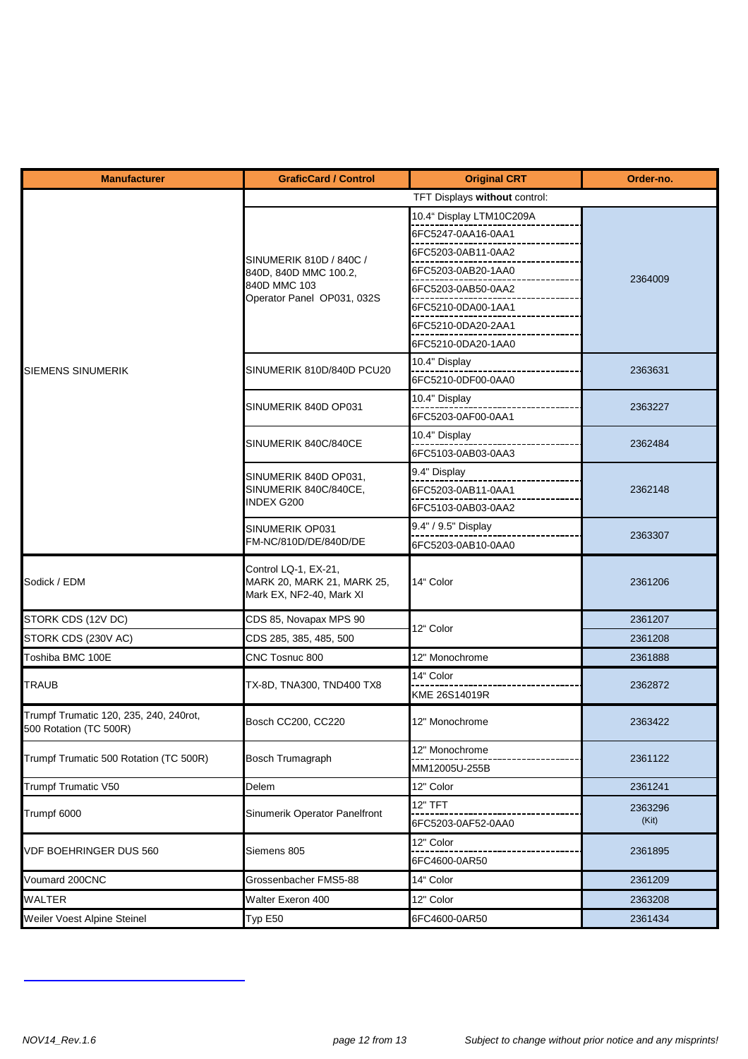| Manufacturer | GraficCard / Control | Original CRT | Order-no. |
|---|---|---|---|
| SIEMENS SINUMERIK | TFT Displays **without** control: | | |
| | SINUMERIK 810D / 840C / 840D, 840D MMC 100.2, 840D MMC 103 Operator Panel OP031, 032S | 10.4" Display LTM10C209A<br>6FC5247-0AA16-0AA1<br>6FC5203-0AB11-0AA2<br>6FC5203-0AB20-1AA0<br>6FC5203-0AB50-0AA2<br>6FC5210-0DA00-1AA1<br>6FC5210-0DA20-2AA1<br>6FC5210-0DA20-1AA0 | 2364009 |
| | SINUMERIK 810D/840D PCU20 | 10.4" Display<br>6FC5210-0DF00-0AA0 | 2363631 |
| | SINUMERIK 840D OP031 | 10.4" Display<br>6FC5203-0AF00-0AA1 | 2363227 |
| | SINUMERIK 840C/840CE | 10.4" Display<br>6FC5103-0AB03-0AA3 | 2362484 |
| | SINUMERIK 840D OP031, SINUMERIK 840C/840CE, INDEX G200 | 9.4" Display<br>6FC5203-0AB11-0AA1<br>6FC5103-0AB03-0AA2 | 2362148 |
| | SINUMERIK OP031 FM-NC/810D/DE/840D/DE | 9.4" / 9.5" Display<br>6FC5203-0AB10-0AA0 | 2363307 |
| Sodick / EDM | Control LQ-1, EX-21, MARK 20, MARK 21, MARK 25, Mark EX, NF2-40, Mark XI | 14" Color | 2361206 |
| STORK CDS (12V DC) | CDS 85, Novapax MPS 90 | 12" Color | 2361207 |
| STORK CDS (230V AC) | CDS 285, 385, 485, 500 | 12" Color | 2361208 |
| Toshiba BMC 100E | CNC Tosnuc 800 | 12" Monochrome | 2361888 |
| TRAUB | TX-8D, TNA300, TND400 TX8 | 14" Color<br>KME 26S14019R | 2362872 |
| Trumpf Trumatic 120, 235, 240, 240rot, 500 Rotation (TC 500R) | Bosch CC200, CC220 | 12" Monochrome | 2363422 |
| Trumpf Trumatic 500 Rotation (TC 500R) | Bosch Trumagraph | 12" Monochrome<br>MM12005U-255B | 2361122 |
| Trumpf Trumatic V50 | Delem | 12" Color | 2361241 |
| Trumpf 6000 | Sinumerik Operator Panelfront | 12" TFT<br>6FC5203-0AF52-0AA0 | 2363296 (Kit) |
| VDF BOEHRINGER DUS 560 | Siemens 805 | 12" Color<br>6FC4600-0AR50 | 2361895 |
| Voumard 200CNC | Grossenbacher FMS5-88 | 14" Color | 2361209 |
| WALTER | Walter Exeron 400 | 12" Color | 2363208 |
| Weiler Voest Alpine Steinel | Typ E50 | 6FC4600-0AR50 | 2361434 |

*NOV14_Rev.1.6* *Subject to change without prior notice and any misprints!*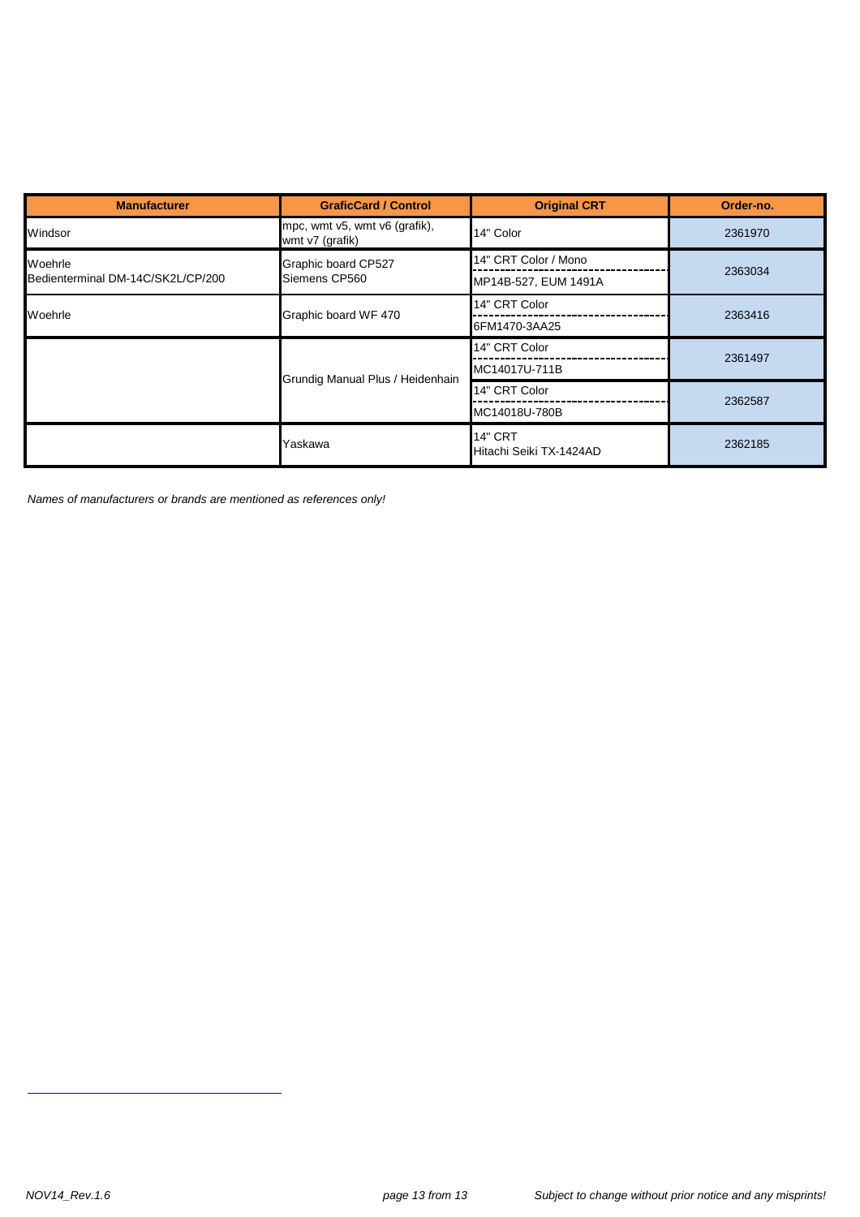| Manufacturer | GraficCard / Control | Original CRT | Order-no. |
|---|---|---|---|
| Windsor | mpc, wmt v5, wmt v6 (grafik), wmt v7 (grafik) | 14" Color | 2361970 |
| Woehrle Bedienterminal DM-14C/SK2L/CP/200 | Graphic board CP527 Siemens CP560 | 14" CRT Color / Mono MP14B-527, EUM 1491A | 2363034 |
| Woehrle | Graphic board WF 470 | 14" CRT Color 6FM1470-3AA25 | 2363416 |
| | Grundig Manual Plus / Heidenhain | 14" CRT Color MC14017U-711B | 2361497 |
| | Grundig Manual Plus / Heidenhain | 14" CRT Color MC14018U-780B | 2362587 |
| | Yaskawa | 14" CRT Hitachi Seiki TX-1424AD | 2362185 |

*Names of manufacturers or brands are mentioned as references only!*

*NOV14_Rev.1.6*

*Subject to change without prior notice and any misprints!*